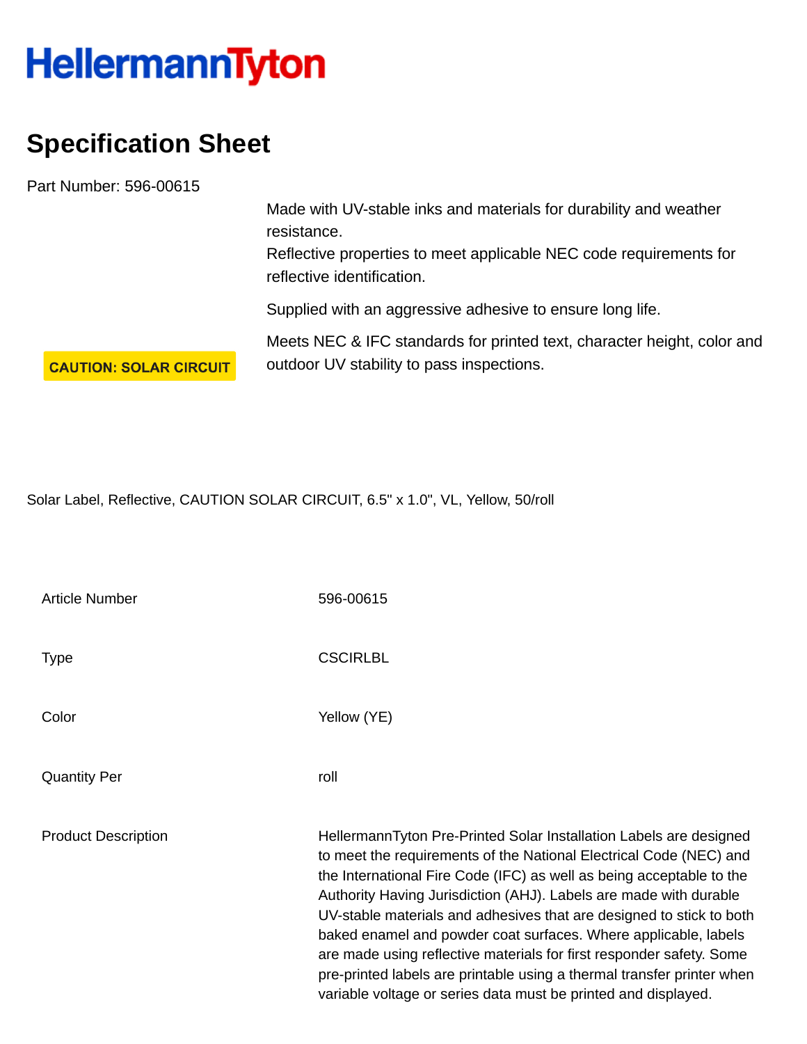HellermannTyton

# Specification Sheet

Part Number: 596-00615

CAUTION: SOLAR CIRCUIT

Made with UV-stable inks and materials for durability and weather resistance.
Reflective properties to meet applicable NEC code requirements for reflective identification.

Supplied with an aggressive adhesive to ensure long life.

Meets NEC & IFC standards for printed text, character height, color and outdoor UV stability to pass inspections.

Solar Label, Reflective, CAUTION SOLAR CIRCUIT, 6.5" x 1.0", VL, Yellow, 50/roll

| | |
|---|---|
| Article Number | 596-00615 |
| Type | CSCIRLBL |
| Color | Yellow (YE) |
| Quantity Per | roll |
| Product Description | HellermannTyton Pre-Printed Solar Installation Labels are designed to meet the requirements of the National Electrical Code (NEC) and the International Fire Code (IFC) as well as being acceptable to the Authority Having Jurisdiction (AHJ). Labels are made with durable UV-stable materials and adhesives that are designed to stick to both baked enamel and powder coat surfaces. Where applicable, labels are made using reflective materials for first responder safety. Some pre-printed labels are printable using a thermal transfer printer when variable voltage or series data must be printed and displayed. |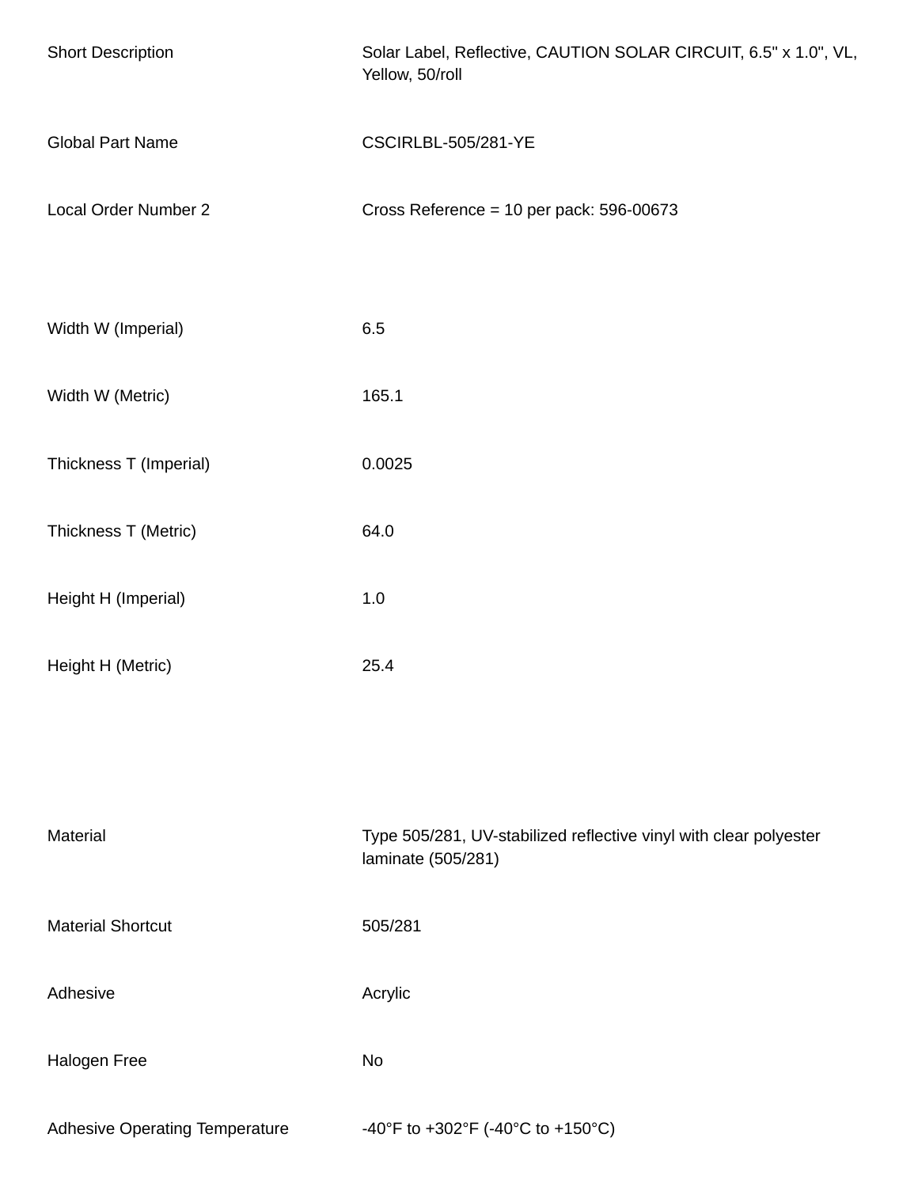| | |
|---|---|
| Short Description | Solar Label, Reflective, CAUTION SOLAR CIRCUIT, 6.5" x 1.0", VL, Yellow, 50/roll |
| Global Part Name | CSCIRLBL-505/281-YE |
| Local Order Number 2 | Cross Reference = 10 per pack: 596-00673 |

| | |
|---|---|
| Width W (Imperial) | 6.5 |
| Width W (Metric) | 165.1 |
| Thickness T (Imperial) | 0.0025 |
| Thickness T (Metric) | 64.0 |
| Height H (Imperial) | 1.0 |
| Height H (Metric) | 25.4 |

| | |
|---|---|
| Material | Type 505/281, UV-stabilized reflective vinyl with clear polyester laminate (505/281) |
| Material Shortcut | 505/281 |
| Adhesive | Acrylic |
| Halogen Free | No |
| Adhesive Operating Temperature | -40°F to +302°F (-40°C to +150°C) |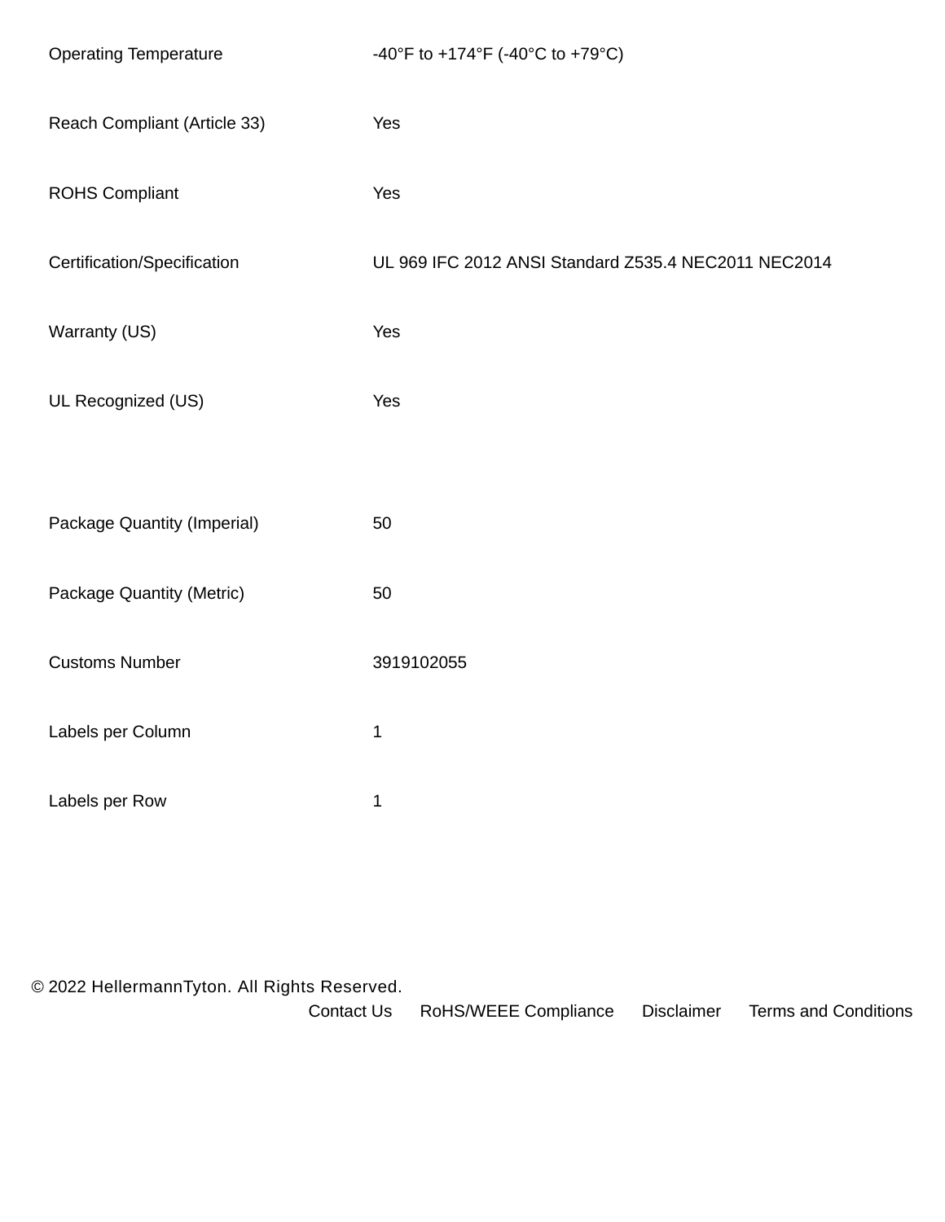| | |
|---|---|
| Operating Temperature | -40°F to +174°F (-40°C to +79°C) |
| Reach Compliant (Article 33) | Yes |
| ROHS Compliant | Yes |
| Certification/Specification | UL 969 IFC 2012 ANSI Standard Z535.4 NEC2011 NEC2014 |
| Warranty (US) | Yes |
| UL Recognized (US) | Yes |

| | |
|---|---|
| Package Quantity (Imperial) | 50 |
| Package Quantity (Metric) | 50 |
| Customs Number | 3919102055 |
| Labels per Column | 1 |
| Labels per Row | 1 |

© 2022 HellermannTyton. All Rights Reserved.

Contact Us RoHS/WEEE Compliance Disclaimer Terms and Conditions